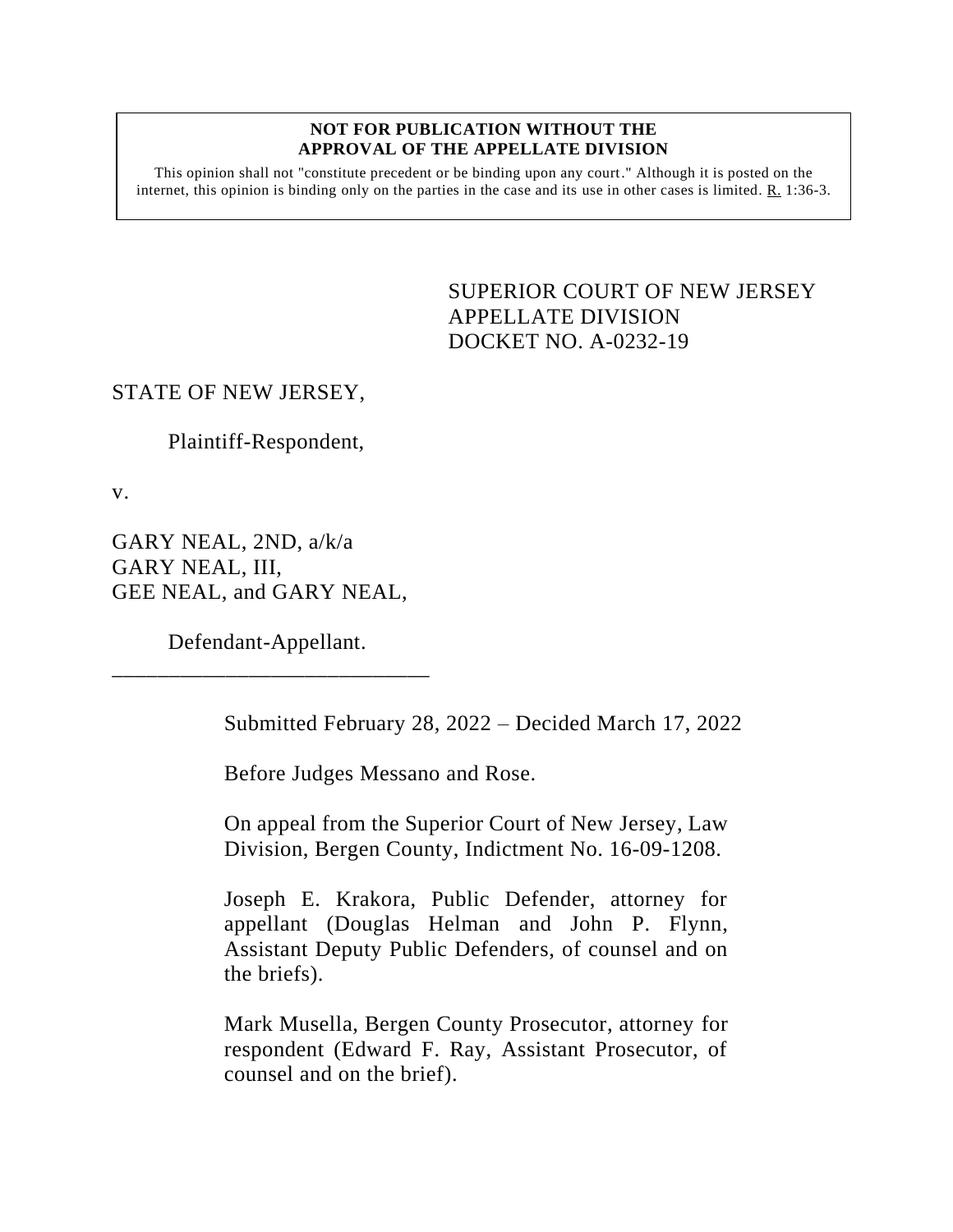**NOT FOR PUBLICATION WITHOUT THE APPROVAL OF THE APPELLATE DIVISION**

This opinion shall not "constitute precedent or be binding upon any court." Although it is posted on the internet, this opinion is binding only on the parties in the case and its use in other cases is limited. R. 1:36-3.

SUPERIOR COURT OF NEW JERSEY
APPELLATE DIVISION
DOCKET NO. A-0232-19

STATE OF NEW JERSEY,

Plaintiff-Respondent,

v.

GARY NEAL, 2ND, a/k/a
GARY NEAL, III,
GEE NEAL, and GARY NEAL,

Defendant-Appellant.

\_\_\_\_\_\_\_\_\_\_\_\_\_\_\_\_\_\_\_\_\_\_\_\_\_\_\_\_\_\_

Submitted February 28, 2022 – Decided March 17, 2022

Before Judges Messano and Rose.

On appeal from the Superior Court of New Jersey, Law Division, Bergen County, Indictment No. 16-09-1208.

Joseph E. Krakora, Public Defender, attorney for appellant (Douglas Helman and John P. Flynn, Assistant Deputy Public Defenders, of counsel and on the briefs).

Mark Musella, Bergen County Prosecutor, attorney for respondent (Edward F. Ray, Assistant Prosecutor, of counsel and on the brief).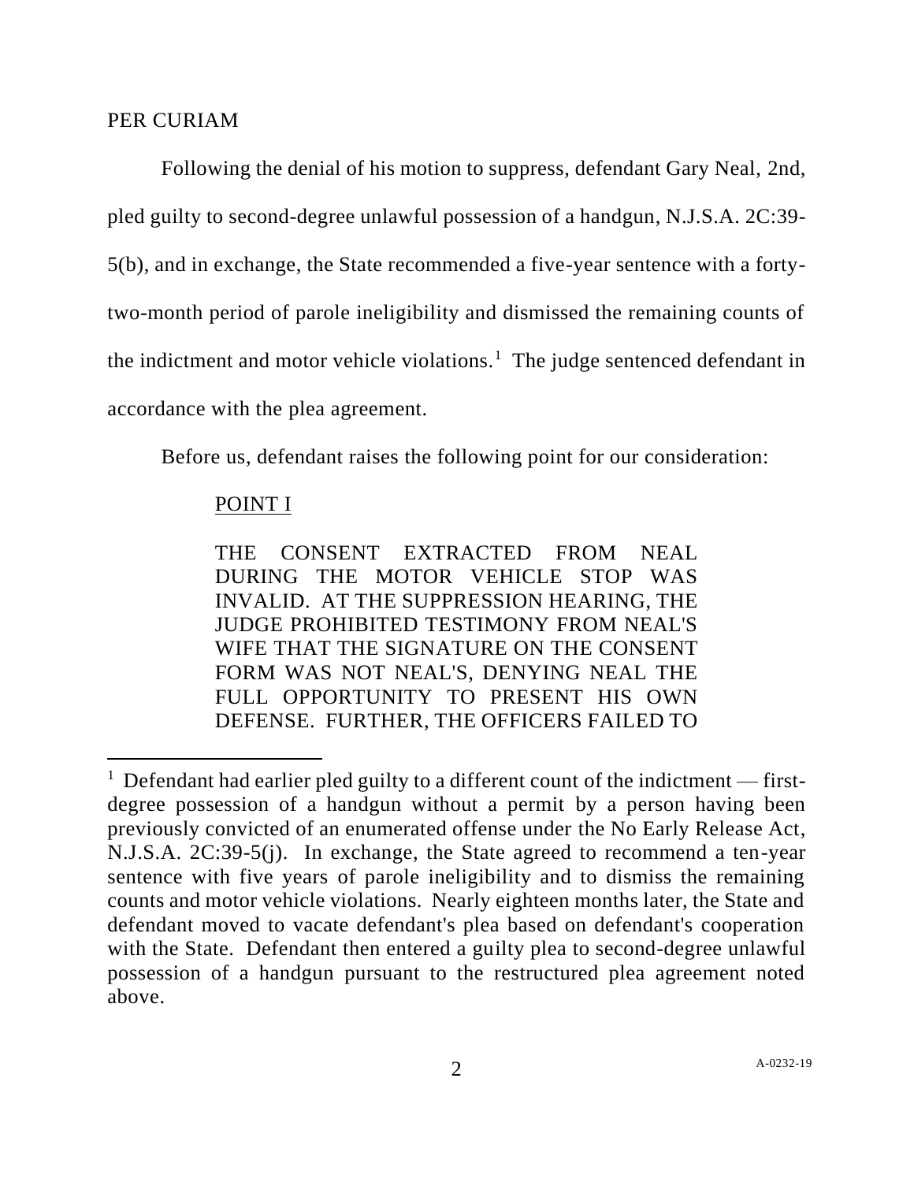PER CURIAM

Following the denial of his motion to suppress, defendant Gary Neal, 2nd, pled guilty to second-degree unlawful possession of a handgun, N.J.S.A. 2C:39-5(b), and in exchange, the State recommended a five-year sentence with a forty-two-month period of parole ineligibility and dismissed the remaining counts of the indictment and motor vehicle violations.[1] The judge sentenced defendant in accordance with the plea agreement.

Before us, defendant raises the following point for our consideration:

> POINT I
>
> THE CONSENT EXTRACTED FROM NEAL DURING THE MOTOR VEHICLE STOP WAS INVALID. AT THE SUPPRESSION HEARING, THE JUDGE PROHIBITED TESTIMONY FROM NEAL'S WIFE THAT THE SIGNATURE ON THE CONSENT FORM WAS NOT NEAL'S, DENYING NEAL THE FULL OPPORTUNITY TO PRESENT HIS OWN DEFENSE. FURTHER, THE OFFICERS FAILED TO

---

[1] Defendant had earlier pled guilty to a different count of the indictment — first-degree possession of a handgun without a permit by a person having been previously convicted of an enumerated offense under the No Early Release Act, N.J.S.A. 2C:39-5(j). In exchange, the State agreed to recommend a ten-year sentence with five years of parole ineligibility and to dismiss the remaining counts and motor vehicle violations. Nearly eighteen months later, the State and defendant moved to vacate defendant's plea based on defendant's cooperation with the State. Defendant then entered a guilty plea to second-degree unlawful possession of a handgun pursuant to the restructured plea agreement noted above.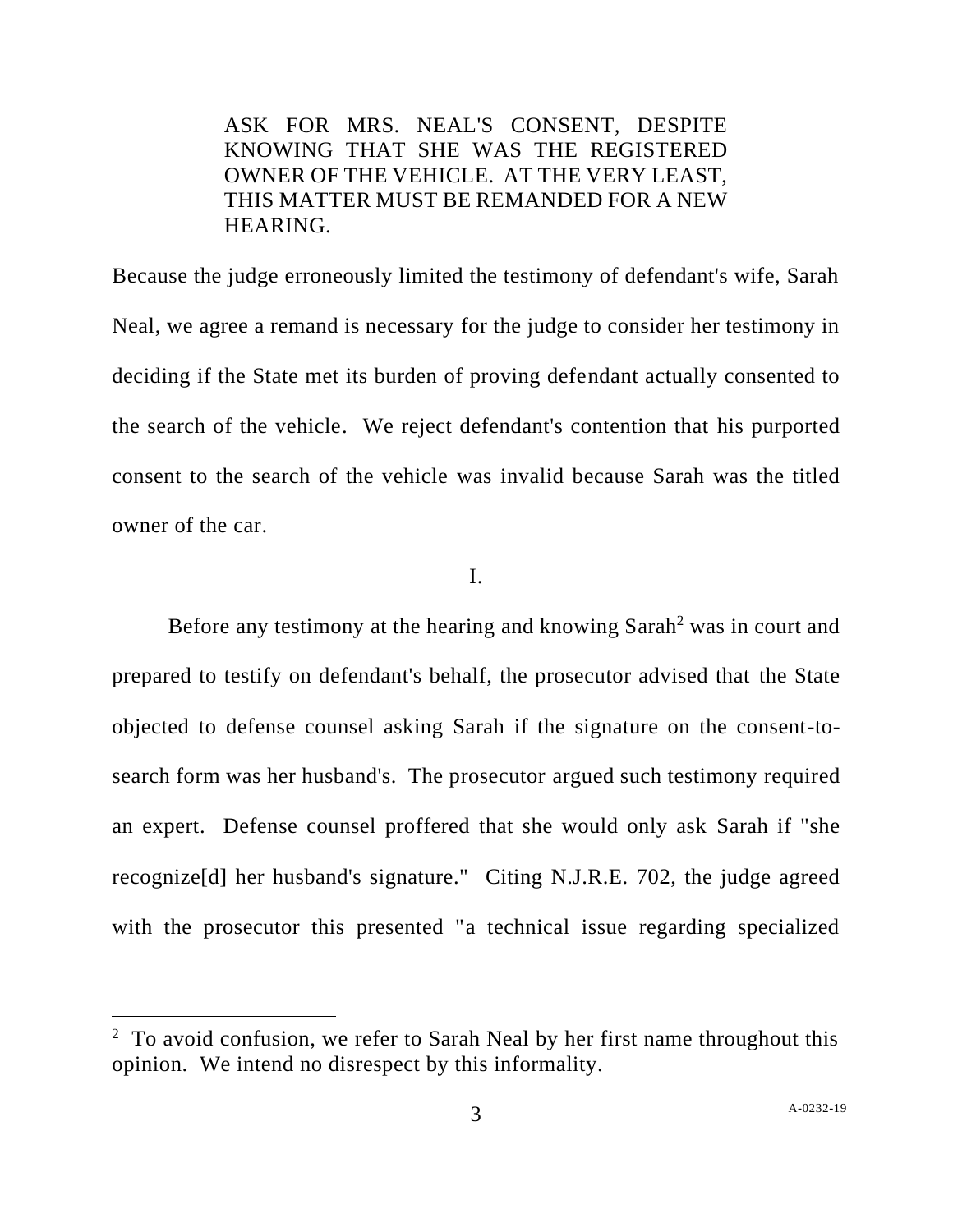> ASK FOR MRS. NEAL'S CONSENT, DESPITE KNOWING THAT SHE WAS THE REGISTERED OWNER OF THE VEHICLE. AT THE VERY LEAST, THIS MATTER MUST BE REMANDED FOR A NEW HEARING.

Because the judge erroneously limited the testimony of defendant's wife, Sarah Neal, we agree a remand is necessary for the judge to consider her testimony in deciding if the State met its burden of proving defendant actually consented to the search of the vehicle. We reject defendant's contention that his purported consent to the search of the vehicle was invalid because Sarah was the titled owner of the car.

I.

Before any testimony at the hearing and knowing Sarah[2] was in court and prepared to testify on defendant's behalf, the prosecutor advised that the State objected to defense counsel asking Sarah if the signature on the consent-to-search form was her husband's. The prosecutor argued such testimony required an expert. Defense counsel proffered that she would only ask Sarah if "she recognize[d] her husband's signature." Citing N.J.R.E. 702, the judge agreed with the prosecutor this presented "a technical issue regarding specialized

[2] To avoid confusion, we refer to Sarah Neal by her first name throughout this opinion. We intend no disrespect by this informality.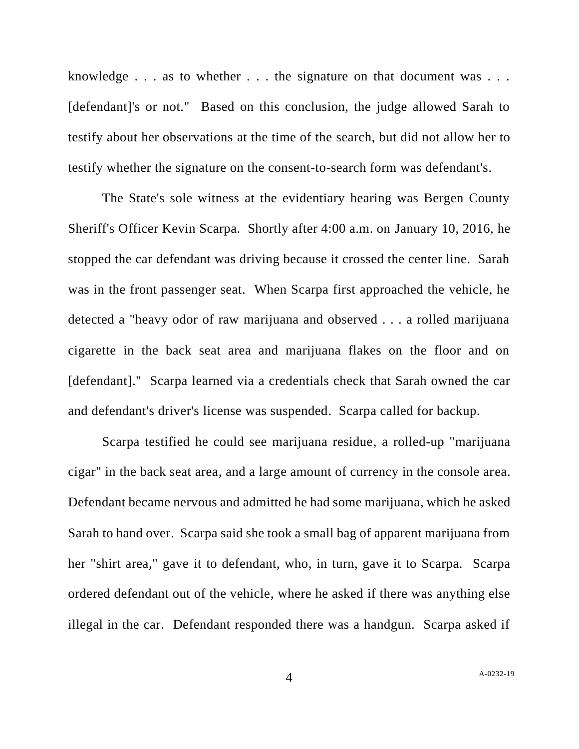knowledge . . . as to whether . . . the signature on that document was . . . [defendant]'s or not." Based on this conclusion, the judge allowed Sarah to testify about her observations at the time of the search, but did not allow her to testify whether the signature on the consent-to-search form was defendant's.

The State's sole witness at the evidentiary hearing was Bergen County Sheriff's Officer Kevin Scarpa. Shortly after 4:00 a.m. on January 10, 2016, he stopped the car defendant was driving because it crossed the center line. Sarah was in the front passenger seat. When Scarpa first approached the vehicle, he detected a "heavy odor of raw marijuana and observed . . . a rolled marijuana cigarette in the back seat area and marijuana flakes on the floor and on [defendant]." Scarpa learned via a credentials check that Sarah owned the car and defendant's driver's license was suspended. Scarpa called for backup.

Scarpa testified he could see marijuana residue, a rolled-up "marijuana cigar" in the back seat area, and a large amount of currency in the console area. Defendant became nervous and admitted he had some marijuana, which he asked Sarah to hand over. Scarpa said she took a small bag of apparent marijuana from her "shirt area," gave it to defendant, who, in turn, gave it to Scarpa. Scarpa ordered defendant out of the vehicle, where he asked if there was anything else illegal in the car. Defendant responded there was a handgun. Scarpa asked if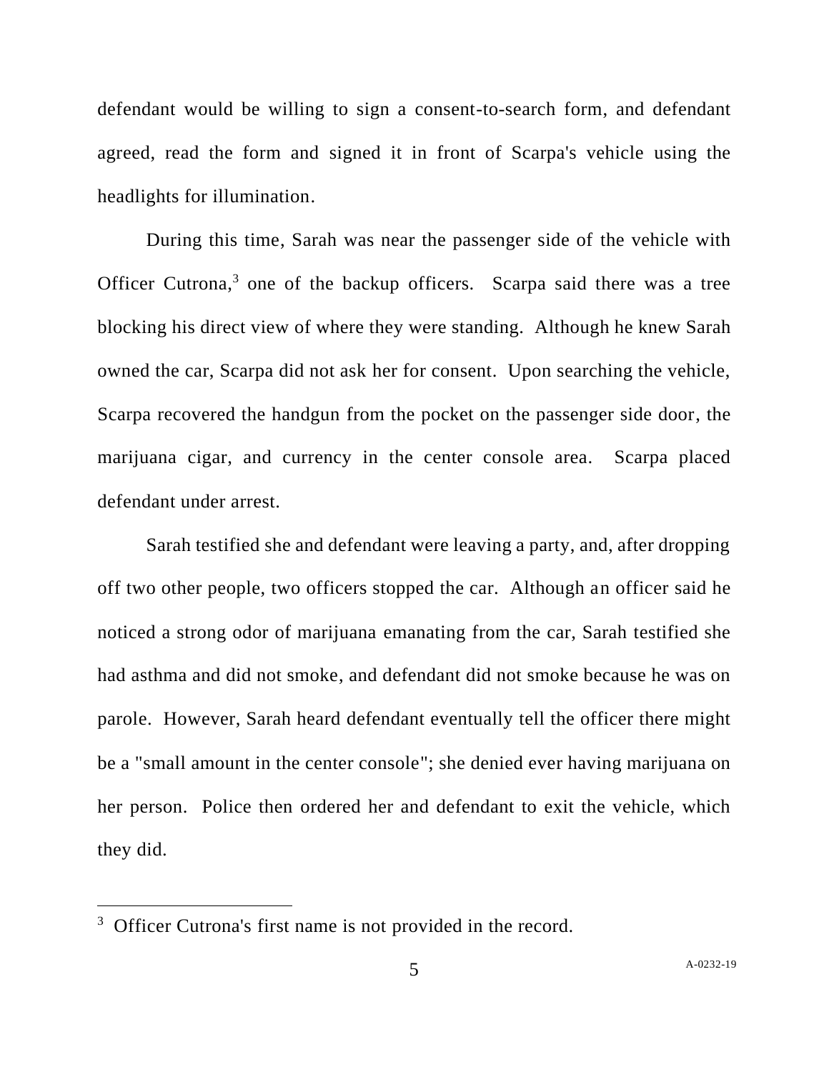defendant would be willing to sign a consent-to-search form, and defendant agreed, read the form and signed it in front of Scarpa's vehicle using the headlights for illumination.

During this time, Sarah was near the passenger side of the vehicle with Officer Cutrona,[3] one of the backup officers. Scarpa said there was a tree blocking his direct view of where they were standing. Although he knew Sarah owned the car, Scarpa did not ask her for consent. Upon searching the vehicle, Scarpa recovered the handgun from the pocket on the passenger side door, the marijuana cigar, and currency in the center console area. Scarpa placed defendant under arrest.

Sarah testified she and defendant were leaving a party, and, after dropping off two other people, two officers stopped the car. Although an officer said he noticed a strong odor of marijuana emanating from the car, Sarah testified she had asthma and did not smoke, and defendant did not smoke because he was on parole. However, Sarah heard defendant eventually tell the officer there might be a "small amount in the center console"; she denied ever having marijuana on her person. Police then ordered her and defendant to exit the vehicle, which they did.

---

[3] Officer Cutrona's first name is not provided in the record.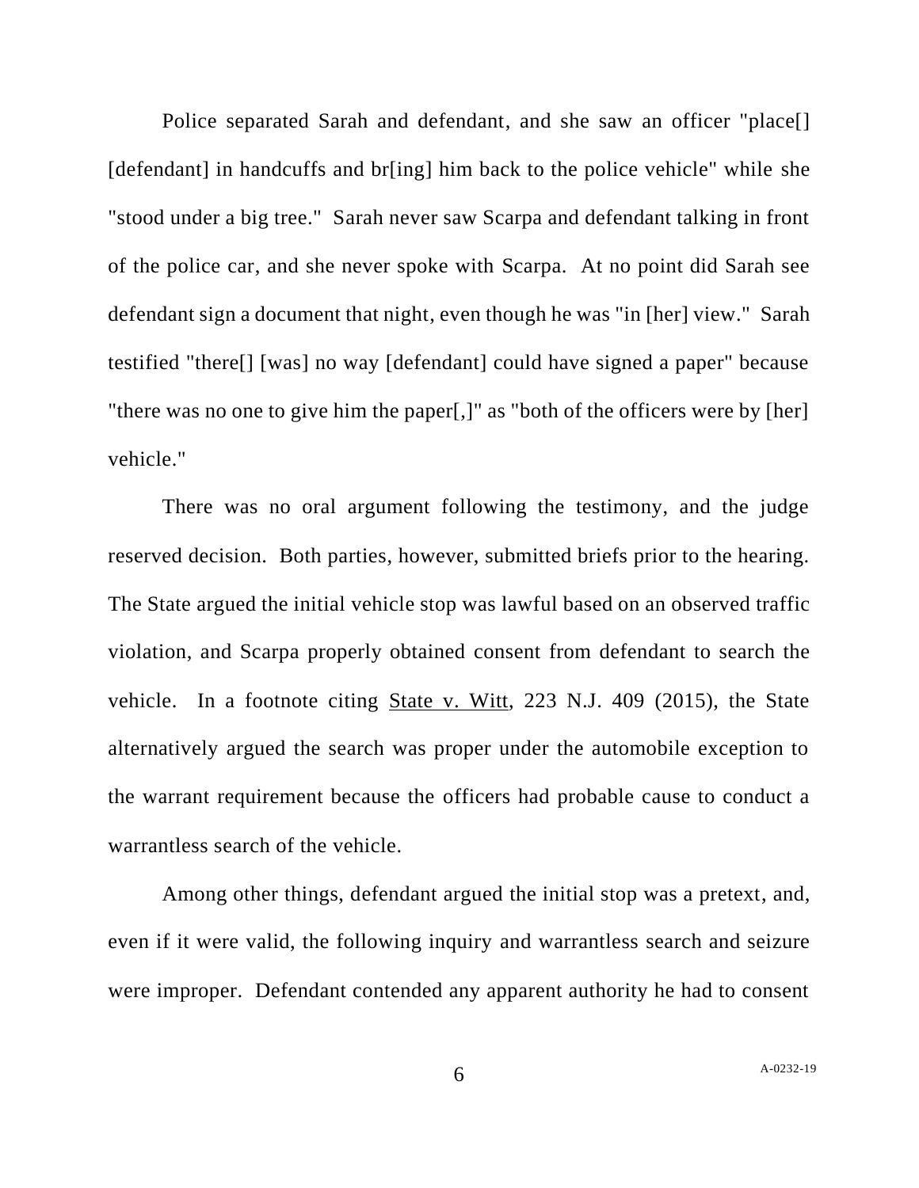Police separated Sarah and defendant, and she saw an officer "place[] [defendant] in handcuffs and br[ing] him back to the police vehicle" while she "stood under a big tree." Sarah never saw Scarpa and defendant talking in front of the police car, and she never spoke with Scarpa. At no point did Sarah see defendant sign a document that night, even though he was "in [her] view." Sarah testified "there[] [was] no way [defendant] could have signed a paper" because "there was no one to give him the paper[,]" as "both of the officers were by [her] vehicle."

There was no oral argument following the testimony, and the judge reserved decision. Both parties, however, submitted briefs prior to the hearing. The State argued the initial vehicle stop was lawful based on an observed traffic violation, and Scarpa properly obtained consent from defendant to search the vehicle. In a footnote citing State v. Witt, 223 N.J. 409 (2015), the State alternatively argued the search was proper under the automobile exception to the warrant requirement because the officers had probable cause to conduct a warrantless search of the vehicle.

Among other things, defendant argued the initial stop was a pretext, and, even if it were valid, the following inquiry and warrantless search and seizure were improper. Defendant contended any apparent authority he had to consent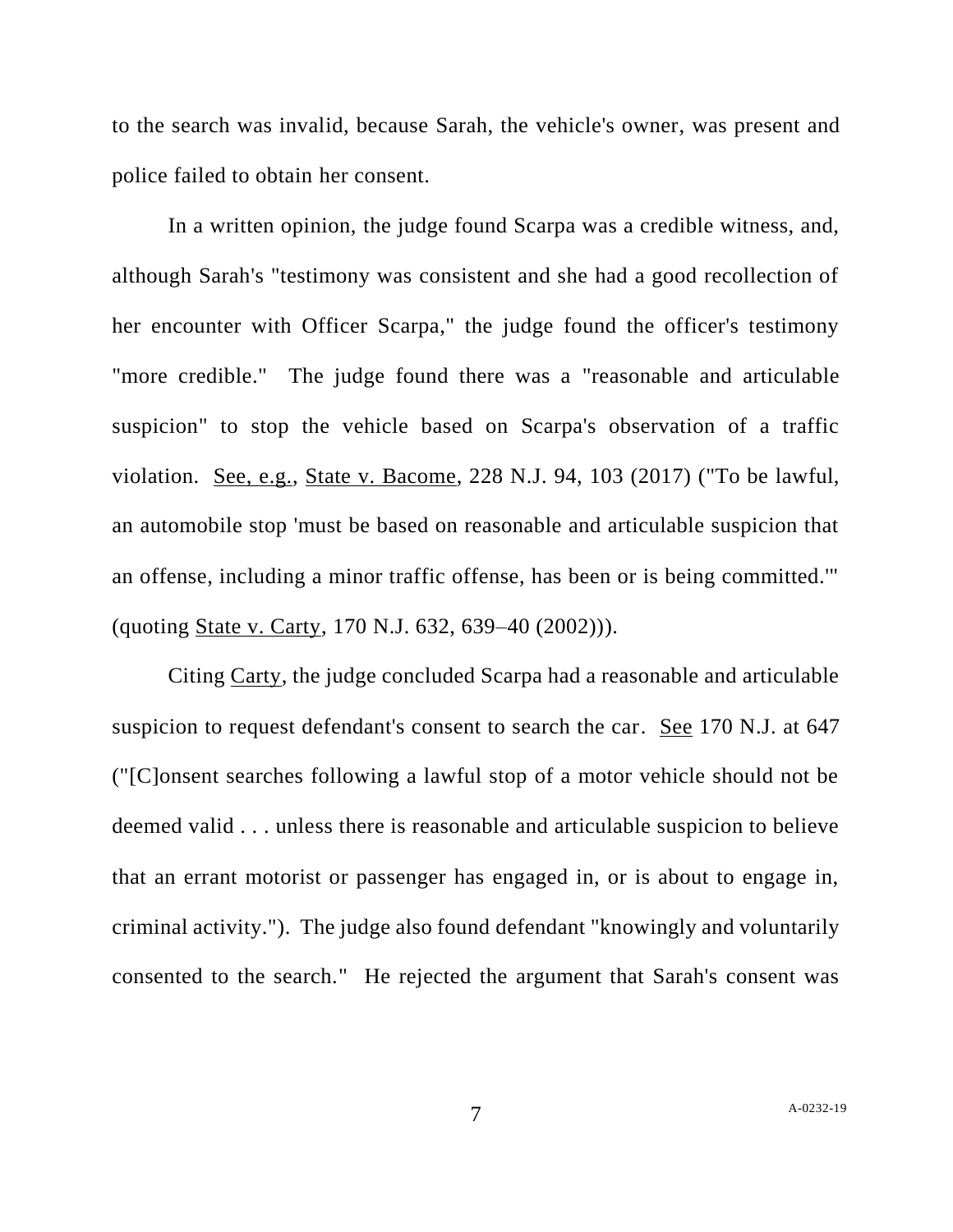to the search was invalid, because Sarah, the vehicle's owner, was present and police failed to obtain her consent.

In a written opinion, the judge found Scarpa was a credible witness, and, although Sarah's "testimony was consistent and she had a good recollection of her encounter with Officer Scarpa," the judge found the officer's testimony "more credible." The judge found there was a "reasonable and articulable suspicion" to stop the vehicle based on Scarpa's observation of a traffic violation. See, e.g., State v. Bacome, 228 N.J. 94, 103 (2017) ("To be lawful, an automobile stop 'must be based on reasonable and articulable suspicion that an offense, including a minor traffic offense, has been or is being committed.'" (quoting State v. Carty, 170 N.J. 632, 639–40 (2002))).

Citing Carty, the judge concluded Scarpa had a reasonable and articulable suspicion to request defendant's consent to search the car. See 170 N.J. at 647 ("[C]onsent searches following a lawful stop of a motor vehicle should not be deemed valid . . . unless there is reasonable and articulable suspicion to believe that an errant motorist or passenger has engaged in, or is about to engage in, criminal activity."). The judge also found defendant "knowingly and voluntarily consented to the search." He rejected the argument that Sarah's consent was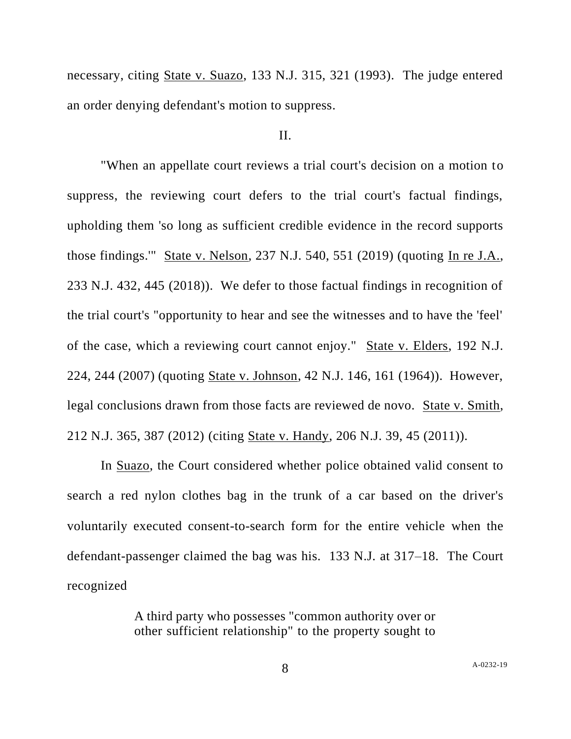necessary, citing State v. Suazo, 133 N.J. 315, 321 (1993). The judge entered an order denying defendant's motion to suppress.

II.

"When an appellate court reviews a trial court's decision on a motion to suppress, the reviewing court defers to the trial court's factual findings, upholding them 'so long as sufficient credible evidence in the record supports those findings.'" State v. Nelson, 237 N.J. 540, 551 (2019) (quoting In re J.A., 233 N.J. 432, 445 (2018)). We defer to those factual findings in recognition of the trial court's "opportunity to hear and see the witnesses and to have the 'feel' of the case, which a reviewing court cannot enjoy." State v. Elders, 192 N.J. 224, 244 (2007) (quoting State v. Johnson, 42 N.J. 146, 161 (1964)). However, legal conclusions drawn from those facts are reviewed de novo. State v. Smith, 212 N.J. 365, 387 (2012) (citing State v. Handy, 206 N.J. 39, 45 (2011)).

In Suazo, the Court considered whether police obtained valid consent to search a red nylon clothes bag in the trunk of a car based on the driver's voluntarily executed consent-to-search form for the entire vehicle when the defendant-passenger claimed the bag was his. 133 N.J. at 317–18. The Court recognized

> A third party who possesses "common authority over or other sufficient relationship" to the property sought to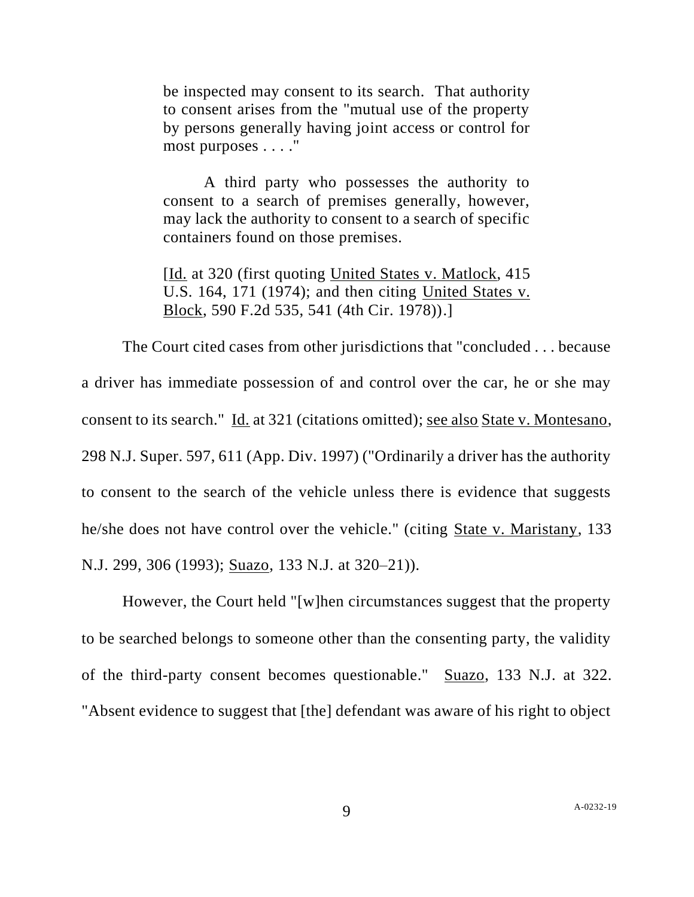> be inspected may consent to its search. That authority to consent arises from the "mutual use of the property by persons generally having joint access or control for most purposes . . . ."
>
> A third party who possesses the authority to consent to a search of premises generally, however, may lack the authority to consent to a search of specific containers found on those premises.
>
> [Id. at 320 (first quoting United States v. Matlock, 415 U.S. 164, 171 (1974); and then citing United States v. Block, 590 F.2d 535, 541 (4th Cir. 1978)).]

The Court cited cases from other jurisdictions that "concluded . . . because a driver has immediate possession of and control over the car, he or she may consent to its search." Id. at 321 (citations omitted); see also State v. Montesano, 298 N.J. Super. 597, 611 (App. Div. 1997) ("Ordinarily a driver has the authority to consent to the search of the vehicle unless there is evidence that suggests he/she does not have control over the vehicle." (citing State v. Maristany, 133 N.J. 299, 306 (1993); Suazo, 133 N.J. at 320–21)).

However, the Court held "[w]hen circumstances suggest that the property to be searched belongs to someone other than the consenting party, the validity of the third-party consent becomes questionable." Suazo, 133 N.J. at 322. "Absent evidence to suggest that [the] defendant was aware of his right to object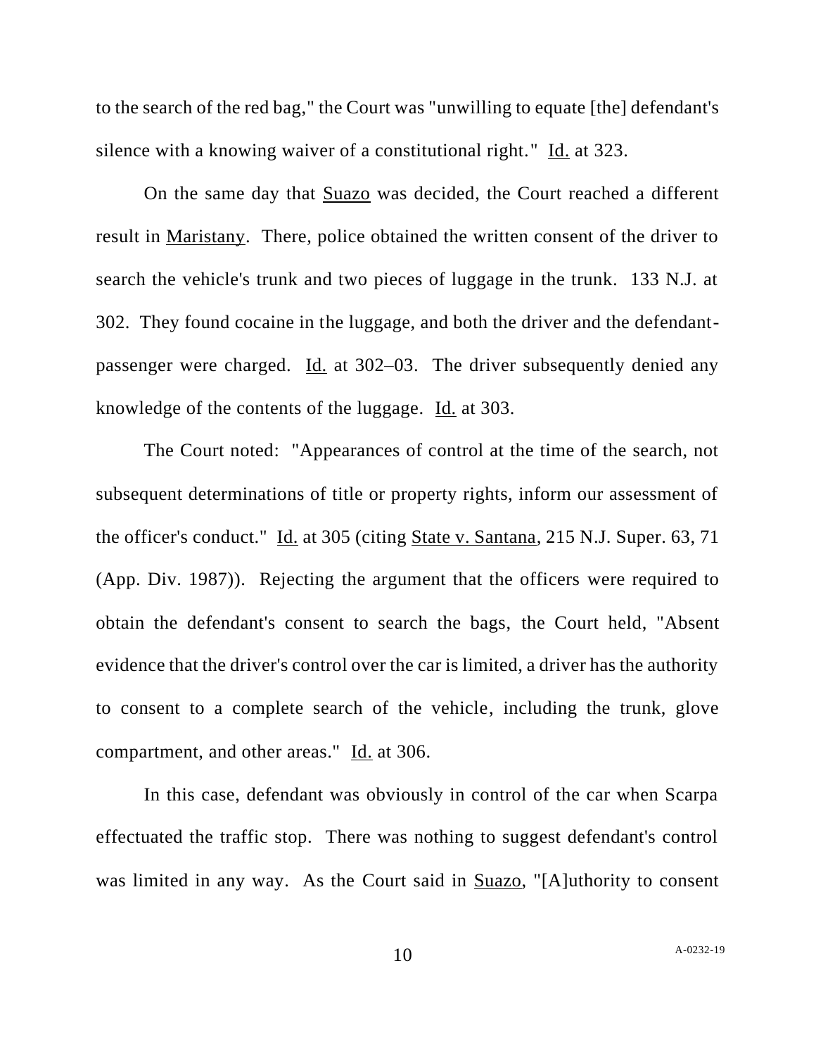to the search of the red bag," the Court was "unwilling to equate [the] defendant's silence with a knowing waiver of a constitutional right." Id. at 323.

On the same day that Suazo was decided, the Court reached a different result in Maristany. There, police obtained the written consent of the driver to search the vehicle's trunk and two pieces of luggage in the trunk. 133 N.J. at 302. They found cocaine in the luggage, and both the driver and the defendant-passenger were charged. Id. at 302–03. The driver subsequently denied any knowledge of the contents of the luggage. Id. at 303.

The Court noted: "Appearances of control at the time of the search, not subsequent determinations of title or property rights, inform our assessment of the officer's conduct." Id. at 305 (citing State v. Santana, 215 N.J. Super. 63, 71 (App. Div. 1987)). Rejecting the argument that the officers were required to obtain the defendant's consent to search the bags, the Court held, "Absent evidence that the driver's control over the car is limited, a driver has the authority to consent to a complete search of the vehicle, including the trunk, glove compartment, and other areas." Id. at 306.

In this case, defendant was obviously in control of the car when Scarpa effectuated the traffic stop. There was nothing to suggest defendant's control was limited in any way. As the Court said in Suazo, "[A]uthority to consent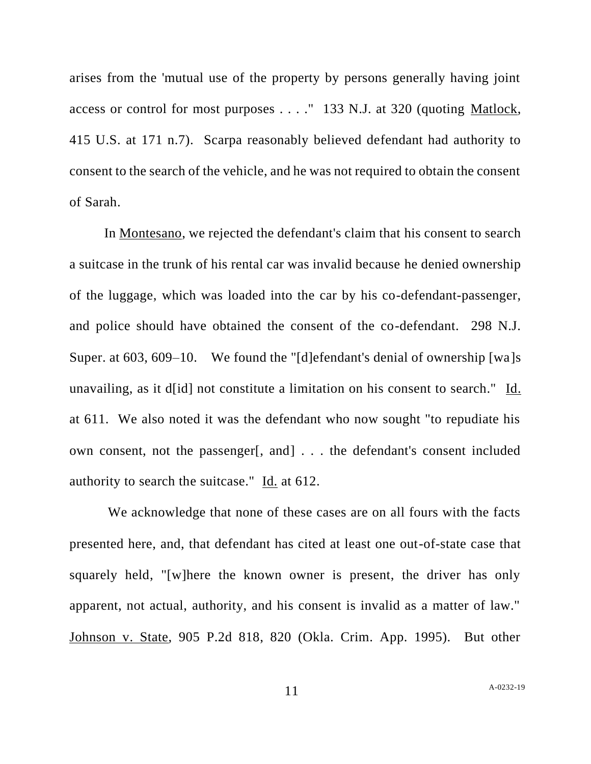arises from the 'mutual use of the property by persons generally having joint access or control for most purposes . . . ." 133 N.J. at 320 (quoting Matlock, 415 U.S. at 171 n.7). Scarpa reasonably believed defendant had authority to consent to the search of the vehicle, and he was not required to obtain the consent of Sarah.

In Montesano, we rejected the defendant's claim that his consent to search a suitcase in the trunk of his rental car was invalid because he denied ownership of the luggage, which was loaded into the car by his co-defendant-passenger, and police should have obtained the consent of the co-defendant. 298 N.J. Super. at 603, 609–10. We found the "[d]efendant's denial of ownership [wa]s unavailing, as it d[id] not constitute a limitation on his consent to search." Id. at 611. We also noted it was the defendant who now sought "to repudiate his own consent, not the passenger[, and] . . . the defendant's consent included authority to search the suitcase." Id. at 612.

We acknowledge that none of these cases are on all fours with the facts presented here, and, that defendant has cited at least one out-of-state case that squarely held, "[w]here the known owner is present, the driver has only apparent, not actual, authority, and his consent is invalid as a matter of law." Johnson v. State, 905 P.2d 818, 820 (Okla. Crim. App. 1995). But other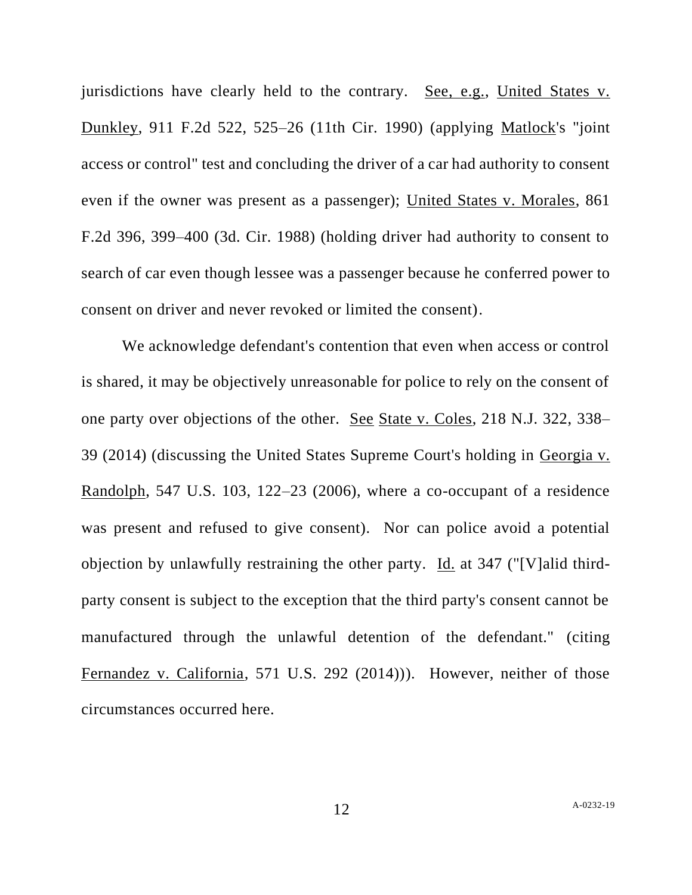jurisdictions have clearly held to the contrary. See, e.g., United States v. Dunkley, 911 F.2d 522, 525–26 (11th Cir. 1990) (applying Matlock's "joint access or control" test and concluding the driver of a car had authority to consent even if the owner was present as a passenger); United States v. Morales, 861 F.2d 396, 399–400 (3d. Cir. 1988) (holding driver had authority to consent to search of car even though lessee was a passenger because he conferred power to consent on driver and never revoked or limited the consent).

We acknowledge defendant's contention that even when access or control is shared, it may be objectively unreasonable for police to rely on the consent of one party over objections of the other. See State v. Coles, 218 N.J. 322, 338–39 (2014) (discussing the United States Supreme Court's holding in Georgia v. Randolph, 547 U.S. 103, 122–23 (2006), where a co-occupant of a residence was present and refused to give consent). Nor can police avoid a potential objection by unlawfully restraining the other party. Id. at 347 ("[V]alid third-party consent is subject to the exception that the third party's consent cannot be manufactured through the unlawful detention of the defendant." (citing Fernandez v. California, 571 U.S. 292 (2014))). However, neither of those circumstances occurred here.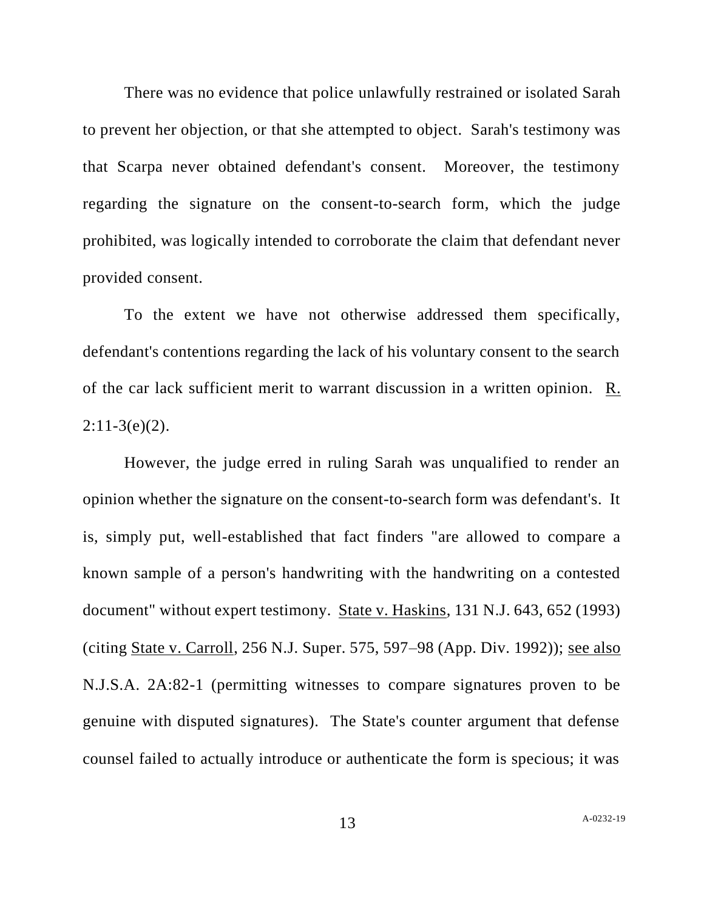There was no evidence that police unlawfully restrained or isolated Sarah to prevent her objection, or that she attempted to object. Sarah's testimony was that Scarpa never obtained defendant's consent. Moreover, the testimony regarding the signature on the consent-to-search form, which the judge prohibited, was logically intended to corroborate the claim that defendant never provided consent.

To the extent we have not otherwise addressed them specifically, defendant's contentions regarding the lack of his voluntary consent to the search of the car lack sufficient merit to warrant discussion in a written opinion. R. 2:11-3(e)(2).

However, the judge erred in ruling Sarah was unqualified to render an opinion whether the signature on the consent-to-search form was defendant's. It is, simply put, well-established that fact finders "are allowed to compare a known sample of a person's handwriting with the handwriting on a contested document" without expert testimony. State v. Haskins, 131 N.J. 643, 652 (1993) (citing State v. Carroll, 256 N.J. Super. 575, 597–98 (App. Div. 1992)); see also N.J.S.A. 2A:82-1 (permitting witnesses to compare signatures proven to be genuine with disputed signatures). The State's counter argument that defense counsel failed to actually introduce or authenticate the form is specious; it was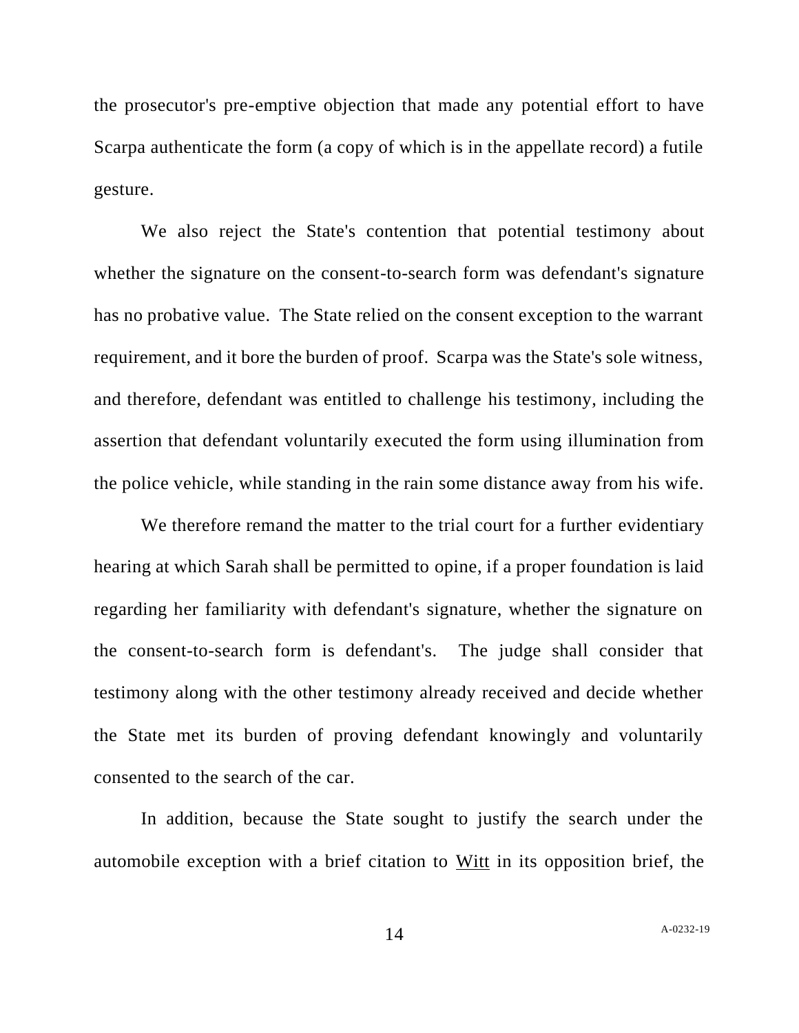the prosecutor's pre-emptive objection that made any potential effort to have Scarpa authenticate the form (a copy of which is in the appellate record) a futile gesture.

We also reject the State's contention that potential testimony about whether the signature on the consent-to-search form was defendant's signature has no probative value. The State relied on the consent exception to the warrant requirement, and it bore the burden of proof. Scarpa was the State's sole witness, and therefore, defendant was entitled to challenge his testimony, including the assertion that defendant voluntarily executed the form using illumination from the police vehicle, while standing in the rain some distance away from his wife.

We therefore remand the matter to the trial court for a further evidentiary hearing at which Sarah shall be permitted to opine, if a proper foundation is laid regarding her familiarity with defendant's signature, whether the signature on the consent-to-search form is defendant's. The judge shall consider that testimony along with the other testimony already received and decide whether the State met its burden of proving defendant knowingly and voluntarily consented to the search of the car.

In addition, because the State sought to justify the search under the automobile exception with a brief citation to <u>Witt</u> in its opposition brief, the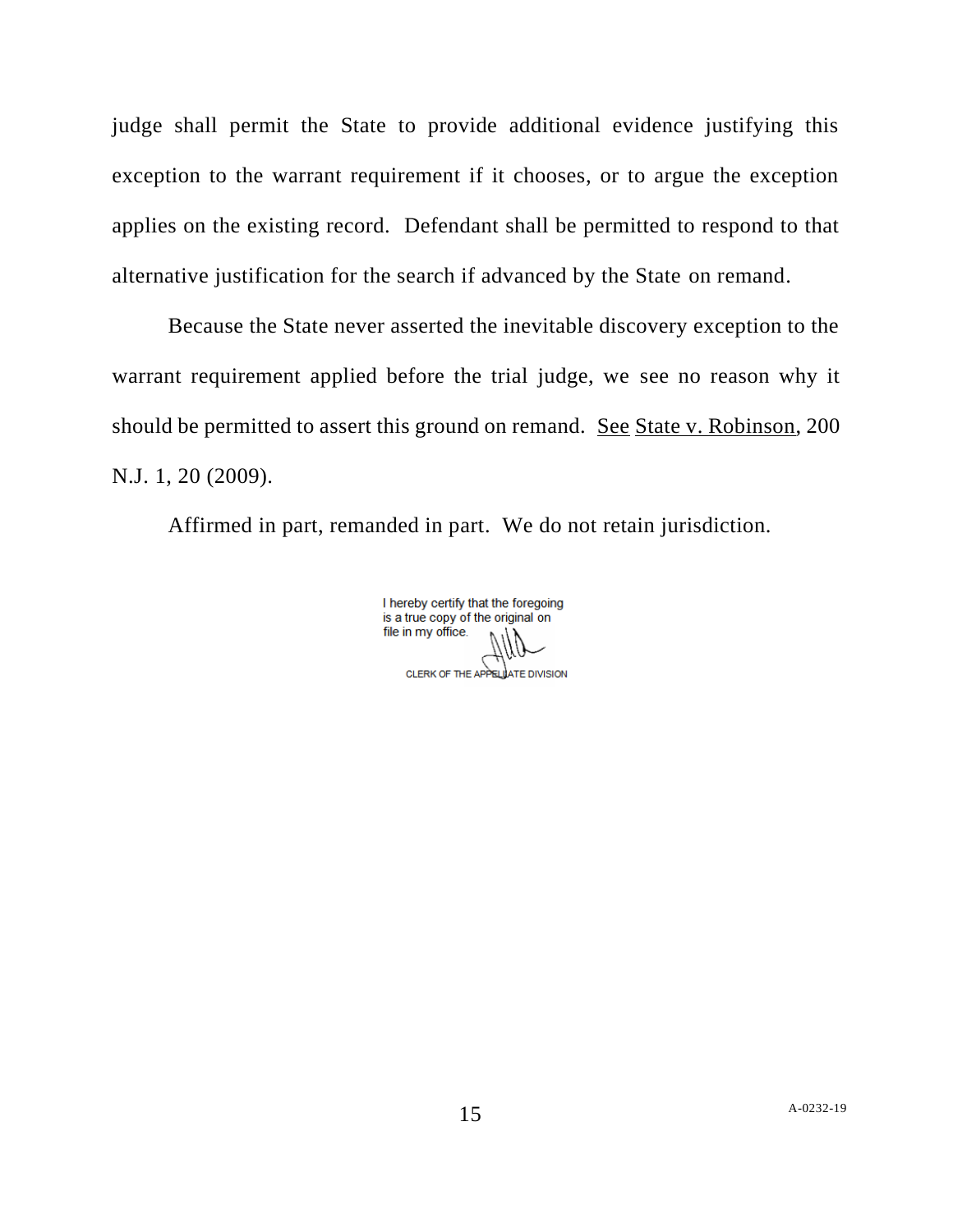judge shall permit the State to provide additional evidence justifying this exception to the warrant requirement if it chooses, or to argue the exception applies on the existing record. Defendant shall be permitted to respond to that alternative justification for the search if advanced by the State on remand.

Because the State never asserted the inevitable discovery exception to the warrant requirement applied before the trial judge, we see no reason why it should be permitted to assert this ground on remand. See State v. Robinson, 200 N.J. 1, 20 (2009).

Affirmed in part, remanded in part. We do not retain jurisdiction.

I hereby certify that the foregoing is a true copy of the original on file in my office.

CLERK OF THE APPELLATE DIVISION